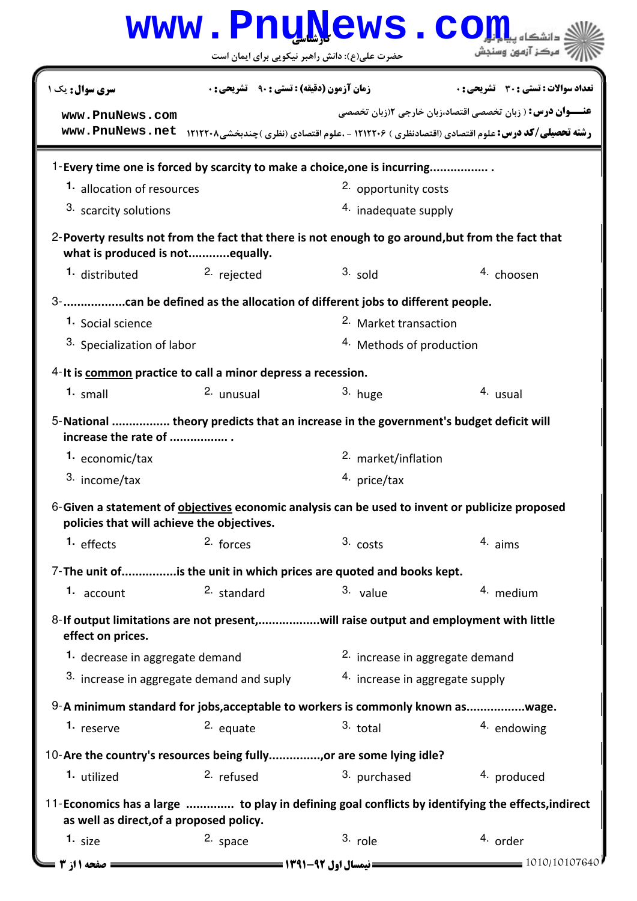**کارشناسی**

حضرت علی(ع): دانش راهبر نیکویی برای ایمان است

**سری سوال:** یک ۱ | **زمان آزمون (دقیقه) : تستی :** ۹۰ **تشریحی :** ۰ | **تعداد سوالات : تستی :** ۳۰ **تشریحی :** ۰

**عنـــوان درس :** ( زبان تخصصی اقتصاد،زبان خارجی ۲(زبان تخصصی

**رشته تحصیلی/کد درس:** علوم اقتصادی (اقتصادنظری ) ۱۲۱۲۲۰۶ - ،علوم اقتصادی (نظری )چندبخشی۱۲۱۲۲۰۸

1-**Every time one is forced by scarcity to make a choice,one is incurring................ .**

1. allocation of resources
2. opportunity costs
3. scarcity solutions
4. inadequate supply

2-**Poverty results not from the fact that there is not enough to go around,but from the fact that what is produced is not............equally.**

1. distributed
2. rejected
3. sold
4. choosen

3-**.................can be defined as the allocation of different jobs to different people.**

1. Social science
2. Market transaction
3. Specialization of labor
4. Methods of production

4-**It is <u>common</u> practice to call a minor depress a recession.**

1. small
2. unusual
3. huge
4. usual

5-**National ................ theory predicts that an increase in the government's budget deficit will increase the rate of ................ .**

1. economic/tax
2. market/inflation
3. income/tax
4. price/tax

6-**Given a statement of <u>objectives</u> economic analysis can be used to invent or publicize proposed policies that will achieve the objectives.**

1. effects
2. forces
3. costs
4. aims

7-**The unit of...............is the unit in which prices are quoted and books kept.**

1. account
2. standard
3. value
4. medium

8-**If output limitations are not present,.................will raise output and employment with little effect on prices.**

1. decrease in aggregate demand
2. increase in aggregate demand
3. increase in aggregate demand and suply
4. increase in aggregate supply

9-**A minimum standard for jobs,acceptable to workers is commonly known as................wage.**

1. reserve
2. equate
3. total
4. endowing

10-**Are the country's resources being fully...............,or are some lying idle?**

1. utilized
2. refused
3. purchased
4. produced

11-**Economics has a large ............. to play in defining goal conflicts by identifying the effects,indirect as well as direct,of a proposed policy.**

1. size
2. space
3. role
4. order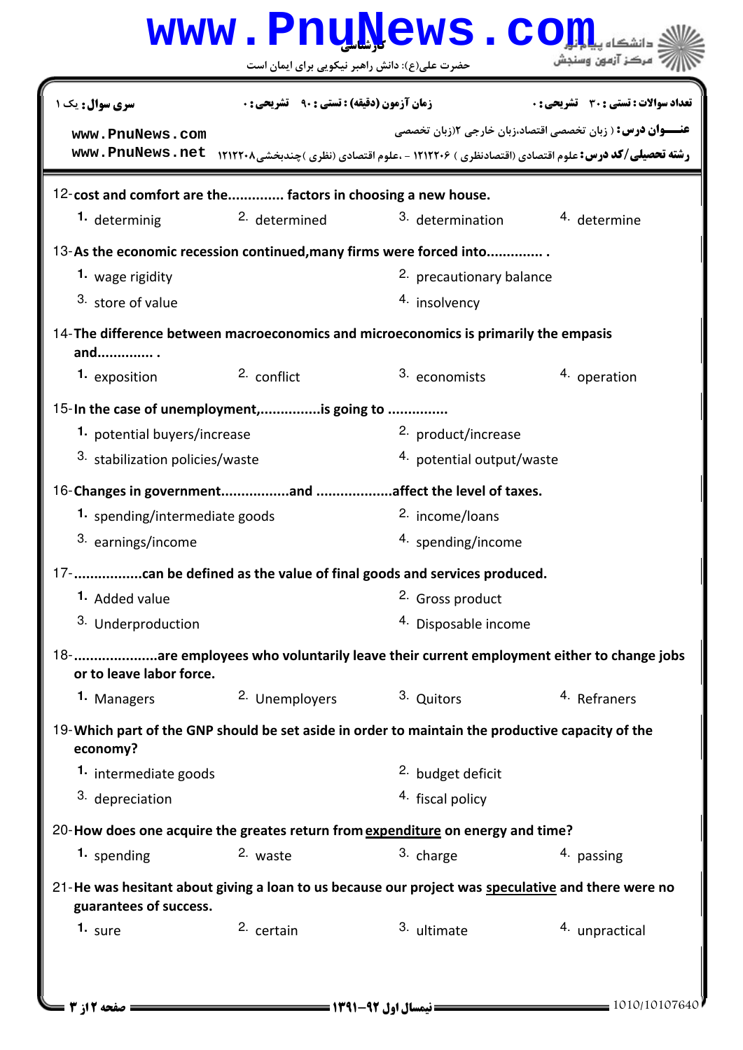| سری سوال: یک ۱ | زمان آزمون (دقیقه) : تستی : ۹۰ تشریحی : ۰ | تعداد سوالات : تستی : ۳۰ تشریحی : ۰ |
|---|---|---|

**عنـــوان درس:** ( زبان تخصصی اقتصاد،زبان خارجی ۲(زبان تخصصی

**رشته تحصیلی/کد درس:** علوم اقتصادی (اقتصادنظری ) ۱۲۱۲۲۰۶ - ،علوم اقتصادی (نظری )چندبخشی۱۲۱۲۲۰۸

12-cost and comfort are the.............. factors in choosing a new house.

1. determinig
2. determined
3. determination
4. determine

13-As the economic recession continued,many firms were forced into.............. .

1. wage rigidity
2. precautionary balance
3. store of value
4. insolvency

14-The difference between macroeconomics and microeconomics is primarily the empasis and.............. .

1. exposition
2. conflict
3. economists
4. operation

15-In the case of unemployment,...............is going to ...............

1. potential buyers/increase
2. product/increase
3. stabilization policies/waste
4. potential output/waste

16-Changes in government................and ..................affect the level of taxes.

1. spending/intermediate goods
2. income/loans
3. earnings/income
4. spending/income

17-.................can be defined as the value of final goods and services produced.

1. Added value
2. Gross product
3. Underproduction
4. Disposable income

18-....................are employees who voluntarily leave their current employment either to change jobs or to leave labor force.

1. Managers
2. Unemployers
3. Quitors
4. Refraners

19-Which part of the GNP should be set aside in order to maintain the productive capacity of the economy?

1. intermediate goods
2. budget deficit
3. depreciation
4. fiscal policy

20-How does one acquire the greates return from <u>expenditure</u> on energy and time?

1. spending
2. waste
3. charge
4. passing

21-He was hesitant about giving a loan to us because our project was <u>speculative</u> and there were no guarantees of success.

1. sure
2. certain
3. ultimate
4. unpractical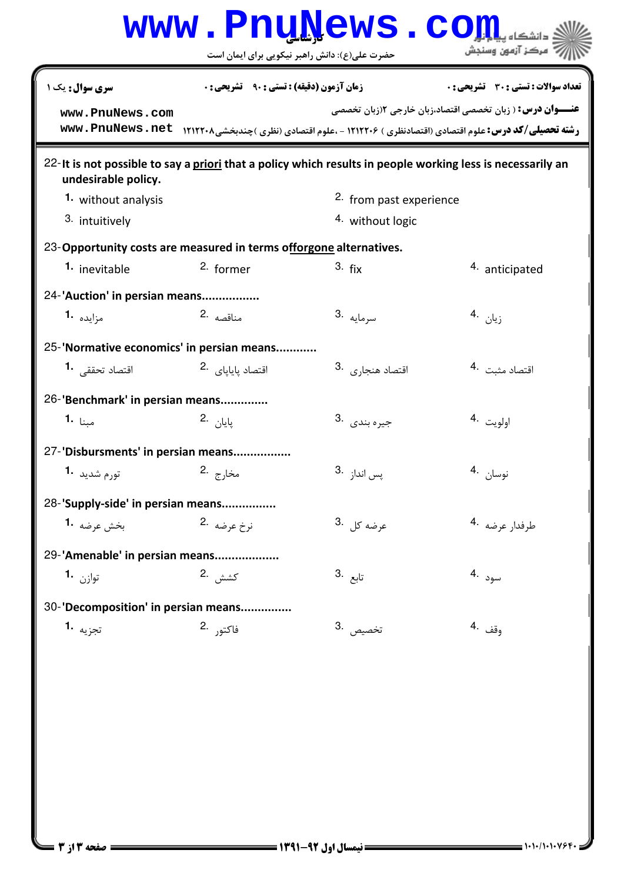22-It is not possible to say a <u>priori</u> that a policy which results in people working less is necessarily an undesirable policy.

1. without analysis
2. from past experience
3. intuitively
4. without logic

23-Opportunity costs are measured in terms o<u>fforgone</u> alternatives.

1. inevitable
2. former
3. fix
4. anticipated

24-'Auction' in persian means.................

1. مزایده
2. مناقصه
3. سرمایه
4. زیان

25-'Normative economics' in persian means............

1. اقتصاد تحققی
2. اقتصاد پایاپای
3. اقتصاد هنجاری
4. اقتصاد مثبت

26-'Benchmark' in persian means..............

1. مبنا
2. پایان
3. جیره بندی
4. اولویت

27-'Disbursments' in persian means.................

1. تورم شدید
2. مخارج
3. پس انداز
4. نوسان

28-'Supply-side' in persian means................

1. بخش عرضه
2. نرخ عرضه
3. عرضه کل
4. طرفدار عرضه

29-'Amenable' in persian means...................

1. توازن
2. کشش
3. تابع
4. سود

30-'Decomposition' in persian means..............

1. تجزیه
2. فاکتور
3. تخصیص
4. وقف